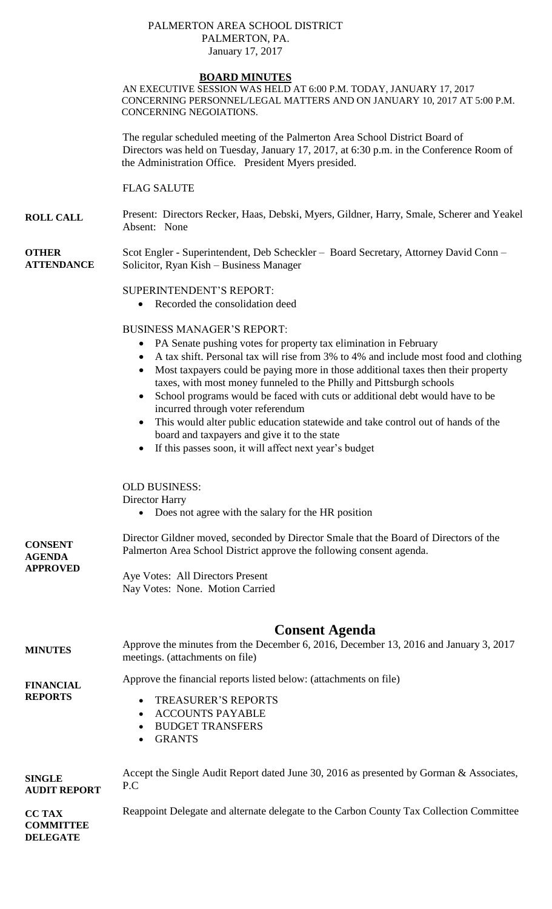PALMERTON AREA SCHOOL DISTRICT
PALMERTON, PA.
January 17, 2017

## BOARD MINUTES

AN EXECUTIVE SESSION WAS HELD AT 6:00 P.M. TODAY, JANUARY 17, 2017 CONCERNING PERSONNEL/LEGAL MATTERS AND ON JANUARY 10, 2017 AT 5:00 P.M. CONCERNING NEGOIATIONS.

The regular scheduled meeting of the Palmerton Area School District Board of Directors was held on Tuesday, January 17, 2017, at 6:30 p.m. in the Conference Room of the Administration Office. President Myers presided.

FLAG SALUTE

**ROLL CALL**

Present: Directors Recker, Haas, Debski, Myers, Gildner, Harry, Smale, Scherer and Yeakel
Absent: None

**OTHER ATTENDANCE**

Scot Engler - Superintendent, Deb Scheckler – Board Secretary, Attorney David Conn – Solicitor, Ryan Kish – Business Manager

SUPERINTENDENT'S REPORT:

- Recorded the consolidation deed

BUSINESS MANAGER'S REPORT:

- PA Senate pushing votes for property tax elimination in February
- A tax shift. Personal tax will rise from 3% to 4% and include most food and clothing
- Most taxpayers could be paying more in those additional taxes then their property taxes, with most money funneled to the Philly and Pittsburgh schools
- School programs would be faced with cuts or additional debt would have to be incurred through voter referendum
- This would alter public education statewide and take control out of hands of the board and taxpayers and give it to the state
- If this passes soon, it will affect next year's budget

OLD BUSINESS:
Director Harry

- Does not agree with the salary for the HR position

**CONSENT AGENDA APPROVED**

Director Gildner moved, seconded by Director Smale that the Board of Directors of the Palmerton Area School District approve the following consent agenda.

Aye Votes: All Directors Present
Nay Votes: None. Motion Carried

## Consent Agenda

**MINUTES**

Approve the minutes from the December 6, 2016, December 13, 2016 and January 3, 2017 meetings. (attachments on file)

**FINANCIAL REPORTS**

Approve the financial reports listed below: (attachments on file)

- TREASURER'S REPORTS
- ACCOUNTS PAYABLE
- BUDGET TRANSFERS
- GRANTS

**SINGLE AUDIT REPORT**

Accept the Single Audit Report dated June 30, 2016 as presented by Gorman & Associates, P.C

**CC TAX COMMITTEE DELEGATE**

Reappoint Delegate and alternate delegate to the Carbon County Tax Collection Committee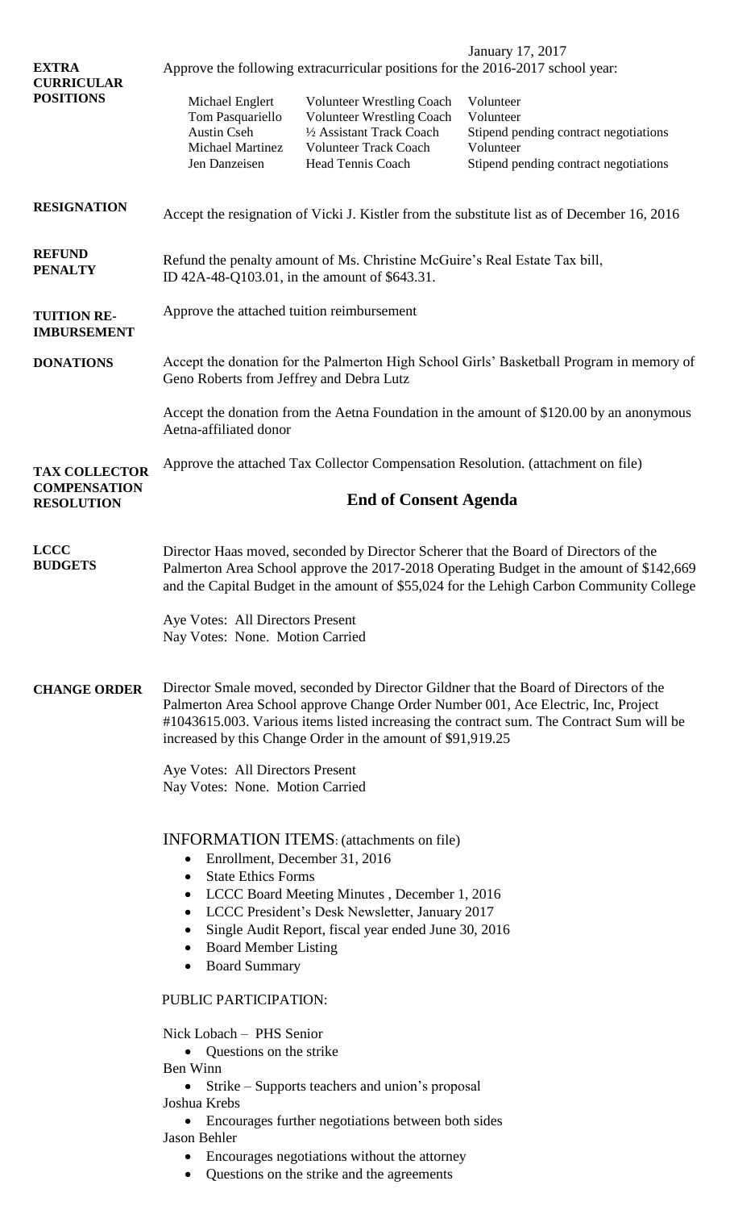January 17, 2017

**EXTRA CURRICULAR POSITIONS**

Approve the following extracurricular positions for the 2016-2017 school year:

| | | |
|---|---|---|
| Michael Englert | Volunteer Wrestling Coach | Volunteer |
| Tom Pasquariello | Volunteer Wrestling Coach | Volunteer |
| Austin Cseh | ½ Assistant Track Coach | Stipend pending contract negotiations |
| Michael Martinez | Volunteer Track Coach | Volunteer |
| Jen Danzeisen | Head Tennis Coach | Stipend pending contract negotiations |

**RESIGNATION**

Accept the resignation of Vicki J. Kistler from the substitute list as of December 16, 2016

**REFUND PENALTY**

Refund the penalty amount of Ms. Christine McGuire's Real Estate Tax bill, ID 42A-48-Q103.01, in the amount of $643.31.

**TUITION RE-IMBURSEMENT**

Approve the attached tuition reimbursement

**DONATIONS**

Accept the donation for the Palmerton High School Girls' Basketball Program in memory of Geno Roberts from Jeffrey and Debra Lutz

Accept the donation from the Aetna Foundation in the amount of $120.00 by an anonymous Aetna-affiliated donor

**TAX COLLECTOR COMPENSATION RESOLUTION**

Approve the attached Tax Collector Compensation Resolution. (attachment on file)

## End of Consent Agenda

**LCCC BUDGETS**

Director Haas moved, seconded by Director Scherer that the Board of Directors of the Palmerton Area School approve the 2017-2018 Operating Budget in the amount of $142,669 and the Capital Budget in the amount of $55,024 for the Lehigh Carbon Community College

Aye Votes: All Directors Present
Nay Votes: None. Motion Carried

**CHANGE ORDER**

Director Smale moved, seconded by Director Gildner that the Board of Directors of the Palmerton Area School approve Change Order Number 001, Ace Electric, Inc, Project #1043615.003. Various items listed increasing the contract sum. The Contract Sum will be increased by this Change Order in the amount of $91,919.25

Aye Votes: All Directors Present
Nay Votes: None. Motion Carried

INFORMATION ITEMS: (attachments on file)

- Enrollment, December 31, 2016
- State Ethics Forms
- LCCC Board Meeting Minutes , December 1, 2016
- LCCC President's Desk Newsletter, January 2017
- Single Audit Report, fiscal year ended June 30, 2016
- Board Member Listing
- Board Summary

PUBLIC PARTICIPATION:

Nick Lobach – PHS Senior
- Questions on the strike

Ben Winn
- Strike – Supports teachers and union's proposal

Joshua Krebs
- Encourages further negotiations between both sides

Jason Behler
- Encourages negotiations without the attorney
- Questions on the strike and the agreements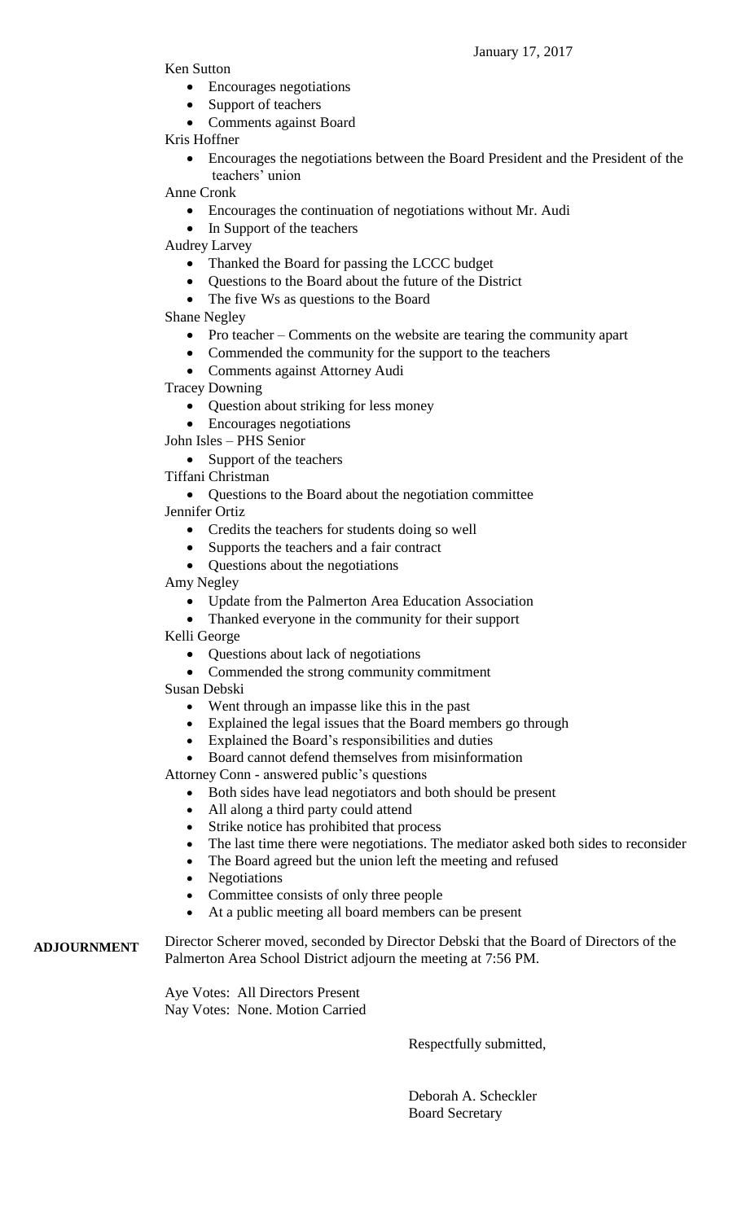January 17, 2017

Ken Sutton

- Encourages negotiations
- Support of teachers
- Comments against Board

Kris Hoffner

- Encourages the negotiations between the Board President and the President of the teachers' union

Anne Cronk

- Encourages the continuation of negotiations without Mr. Audi
- In Support of the teachers

Audrey Larvey

- Thanked the Board for passing the LCCC budget
- Questions to the Board about the future of the District
- The five Ws as questions to the Board

Shane Negley

- Pro teacher – Comments on the website are tearing the community apart
- Commended the community for the support to the teachers
- Comments against Attorney Audi

Tracey Downing

- Question about striking for less money
- Encourages negotiations

John Isles – PHS Senior

- Support of the teachers

Tiffani Christman

- Questions to the Board about the negotiation committee

Jennifer Ortiz

- Credits the teachers for students doing so well
- Supports the teachers and a fair contract
- Questions about the negotiations

Amy Negley

- Update from the Palmerton Area Education Association
- Thanked everyone in the community for their support

Kelli George

- Questions about lack of negotiations
- Commended the strong community commitment

Susan Debski

- Went through an impasse like this in the past
- Explained the legal issues that the Board members go through
- Explained the Board's responsibilities and duties
- Board cannot defend themselves from misinformation

Attorney Conn - answered public's questions

- Both sides have lead negotiators and both should be present
- All along a third party could attend
- Strike notice has prohibited that process
- The last time there were negotiations. The mediator asked both sides to reconsider
- The Board agreed but the union left the meeting and refused
- Negotiations
- Committee consists of only three people
- At a public meeting all board members can be present

**ADJOURNMENT**

Director Scherer moved, seconded by Director Debski that the Board of Directors of the Palmerton Area School District adjourn the meeting at 7:56 PM.

Aye Votes: All Directors Present
Nay Votes: None. Motion Carried

Respectfully submitted,

Deborah A. Scheckler
Board Secretary